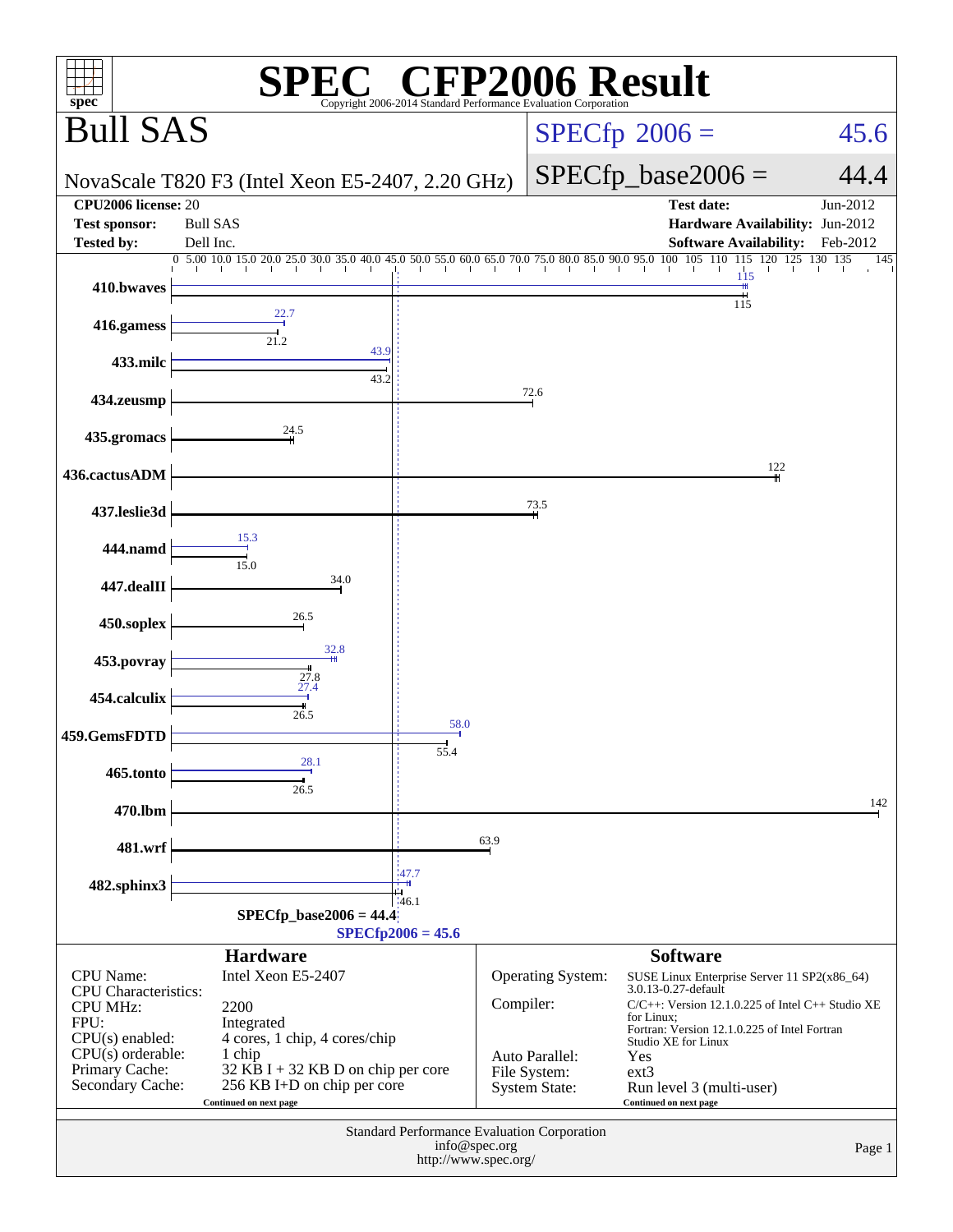# SPEC® CFP2006 Result

Copyright 2006-2014 Standard Performance Evaluation Corporation

## Bull SAS

NovaScale T820 F3 (Intel Xeon E5-2407, 2.20 GHz)

SPECfp 2006 = 45.6

SPECfp_base2006 = 44.4

| | | | |
|---|---|---|---|
| **CPU2006 license:** | 20 | **Test date:** | Jun-2012 |
| **Test sponsor:** | Bull SAS | **Hardware Availability:** | Jun-2012 |
| **Tested by:** | Dell Inc. | **Software Availability:** | Feb-2012 |

0 5.00 10.0 15.0 20.0 25.0 30.0 35.0 40.0 45.0 50.0 55.0 60.0 65.0 70.0 75.0 80.0 85.0 90.0 95.0 100 105 110 115 120 125 130 135 145

410.bwaves 115 115

416.gamess 22.7 21.2

433.milc 43.9 43.2

434.zeusmp 72.6

435.gromacs 24.5

436.cactusADM 122

437.leslie3d 73.5

444.namd 15.3 15.0

447.dealII 34.0

450.soplex 26.5

453.povray 32.8 27.8

454.calculix 27.4 26.5

459.GemsFDTD 58.0 55.4

465.tonto 28.1 26.5

470.lbm 142

481.wrf 63.9

482.sphinx3 47.7 46.1

SPECfp_base2006 = 44.4

SPECfp2006 = 45.6

## Hardware

| | |
|---|---|
| CPU Name: | Intel Xeon E5-2407 |
| CPU Characteristics: | |
| CPU MHz: | 2200 |
| FPU: | Integrated |
| CPU(s) enabled: | 4 cores, 1 chip, 4 cores/chip |
| CPU(s) orderable: | 1 chip |
| Primary Cache: | 32 KB I + 32 KB D on chip per core |
| Secondary Cache: | 256 KB I+D on chip per core |

Continued on next page

## Software

| | |
|---|---|
| Operating System: | SUSE Linux Enterprise Server 11 SP2(x86_64) 3.0.13-0.27-default |
| Compiler: | C/C++: Version 12.1.0.225 of Intel C++ Studio XE for Linux; Fortran: Version 12.1.0.225 of Intel Fortran Studio XE for Linux |
| Auto Parallel: | Yes |
| File System: | ext3 |
| System State: | Run level 3 (multi-user) |

Continued on next page

Standard Performance Evaluation Corporation
info@spec.org
http://www.spec.org/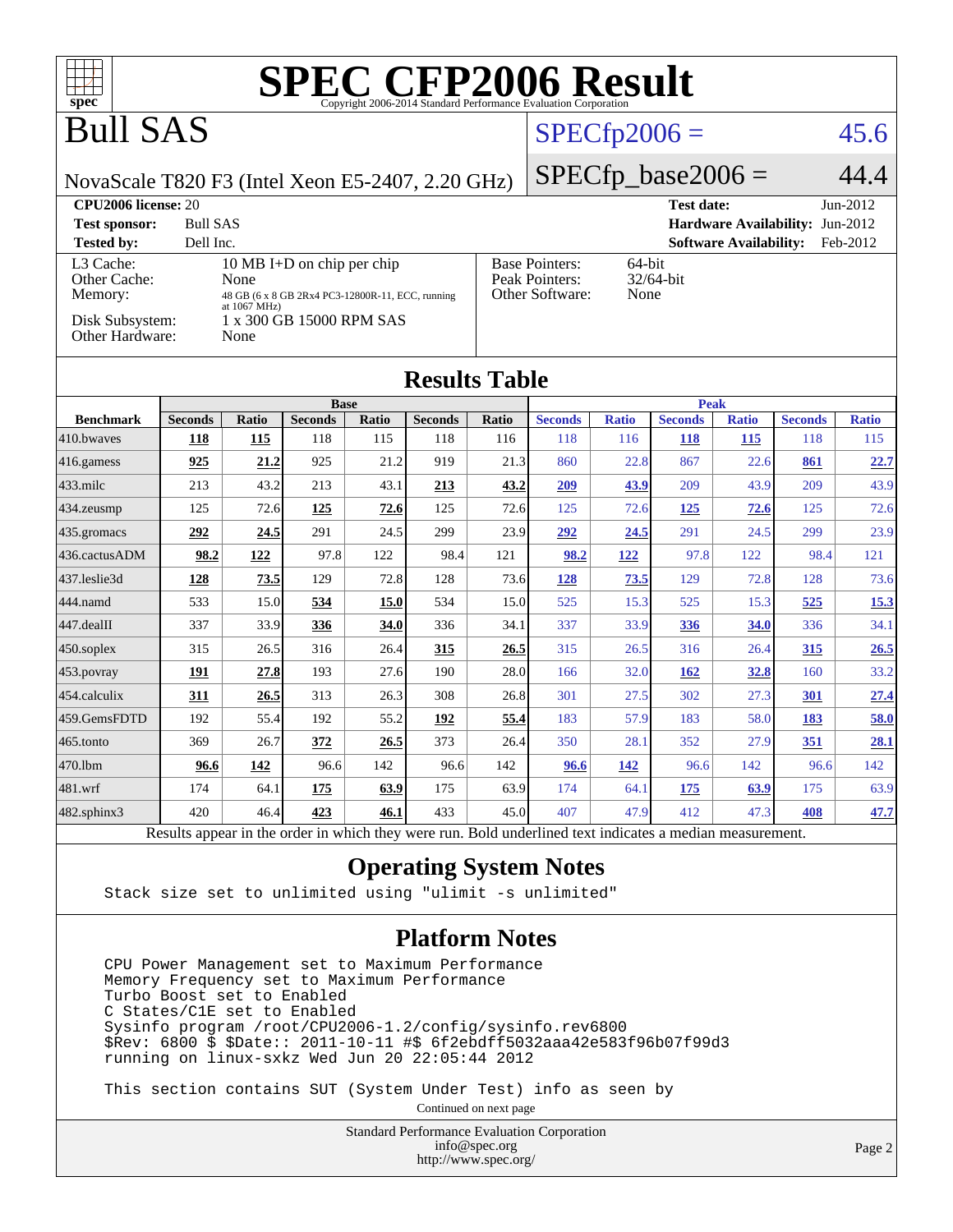# SPEC CFP2006 Result

Copyright 2006-2014 Standard Performance Evaluation Corporation

## Bull SAS

NovaScale T820 F3 (Intel Xeon E5-2407, 2.20 GHz)

SPECfp2006 = 45.6

SPECfp_base2006 = 44.4

| | | | |
|---|---|---|---|
| **CPU2006 license:** | 20 | **Test date:** | Jun-2012 |
| **Test sponsor:** | Bull SAS | **Hardware Availability:** | Jun-2012 |
| **Tested by:** | Dell Inc. | **Software Availability:** | Feb-2012 |

| | | | |
|---|---|---|---|
| L3 Cache: | 10 MB I+D on chip per chip | Base Pointers: | 64-bit |
| Other Cache: | None | Peak Pointers: | 32/64-bit |
| Memory: | 48 GB (6 x 8 GB 2Rx4 PC3-12800R-11, ECC, running at 1067 MHz) | Other Software: | None |
| Disk Subsystem: | 1 x 300 GB 15000 RPM SAS | | |
| Other Hardware: | None | | |

## Results Table

| Benchmark | Base | | | | | | Peak | | | | | |
|---|---|---|---|---|---|---|---|---|---|---|---|---|
| | Seconds | Ratio | Seconds | Ratio | Seconds | Ratio | Seconds | Ratio | Seconds | Ratio | Seconds | Ratio |
| 410.bwaves | **118** | **115** | 118 | 115 | 118 | 116 | 118 | 116 | **118** | **115** | 118 | 115 |
| 416.gamess | **925** | **21.2** | 925 | 21.2 | 919 | 21.3 | 860 | 22.8 | 867 | 22.6 | **861** | **22.7** |
| 433.milc | 213 | 43.2 | 213 | 43.1 | **213** | **43.2** | **209** | **43.9** | 209 | 43.9 | 209 | 43.9 |
| 434.zeusmp | 125 | 72.6 | **125** | **72.6** | 125 | 72.6 | 125 | 72.6 | **125** | **72.6** | 125 | 72.6 |
| 435.gromacs | **292** | **24.5** | 291 | 24.5 | 299 | 23.9 | **292** | **24.5** | 291 | 24.5 | 299 | 23.9 |
| 436.cactusADM | **98.2** | **122** | 97.8 | 122 | 98.4 | 121 | **98.2** | **122** | 97.8 | 122 | 98.4 | 121 |
| 437.leslie3d | **128** | **73.5** | 129 | 72.8 | 128 | 73.6 | **128** | **73.5** | 129 | 72.8 | 128 | 73.6 |
| 444.namd | 533 | 15.0 | **534** | **15.0** | 534 | 15.0 | 525 | 15.3 | 525 | 15.3 | **525** | **15.3** |
| 447.dealII | 337 | 33.9 | **336** | **34.0** | 336 | 34.1 | 337 | 33.9 | **336** | **34.0** | 336 | 34.1 |
| 450.soplex | 315 | 26.5 | 316 | 26.4 | **315** | **26.5** | 315 | 26.5 | 316 | 26.4 | **315** | **26.5** |
| 453.povray | **191** | **27.8** | 193 | 27.6 | 190 | 28.0 | 166 | 32.0 | **162** | **32.8** | 160 | 33.2 |
| 454.calculix | **311** | **26.5** | 313 | 26.3 | 308 | 26.8 | 301 | 27.5 | 302 | 27.3 | **301** | **27.4** |
| 459.GemsFDTD | 192 | 55.4 | 192 | 55.2 | **192** | **55.4** | 183 | 57.9 | 183 | 58.0 | **183** | **58.0** |
| 465.tonto | 369 | 26.7 | **372** | **26.5** | 373 | 26.4 | 350 | 28.1 | 352 | 27.9 | **351** | **28.1** |
| 470.lbm | **96.6** | **142** | 96.6 | 142 | 96.6 | 142 | **96.6** | **142** | 96.6 | 142 | 96.6 | 142 |
| 481.wrf | 174 | 64.1 | **175** | **63.9** | 175 | 63.9 | 174 | 64.1 | **175** | **63.9** | 175 | 63.9 |
| 482.sphinx3 | 420 | 46.4 | **423** | **46.1** | 433 | 45.0 | 407 | 47.9 | 412 | 47.3 | **408** | **47.7** |

Results appear in the order in which they were run. Bold underlined text indicates a median measurement.

## Operating System Notes

```
Stack size set to unlimited using "ulimit -s unlimited"
```

## Platform Notes

```
CPU Power Management set to Maximum Performance
Memory Frequency set to Maximum Performance
Turbo Boost set to Enabled
C States/C1E set to Enabled
Sysinfo program /root/CPU2006-1.2/config/sysinfo.rev6800
$Rev: 6800 $ $Date:: 2011-10-11 #$ 6f2ebdff5032aaa42e583f96b07f99d3
running on linux-sxkz Wed Jun 20 22:05:44 2012

This section contains SUT (System Under Test) info as seen by
```

Continued on next page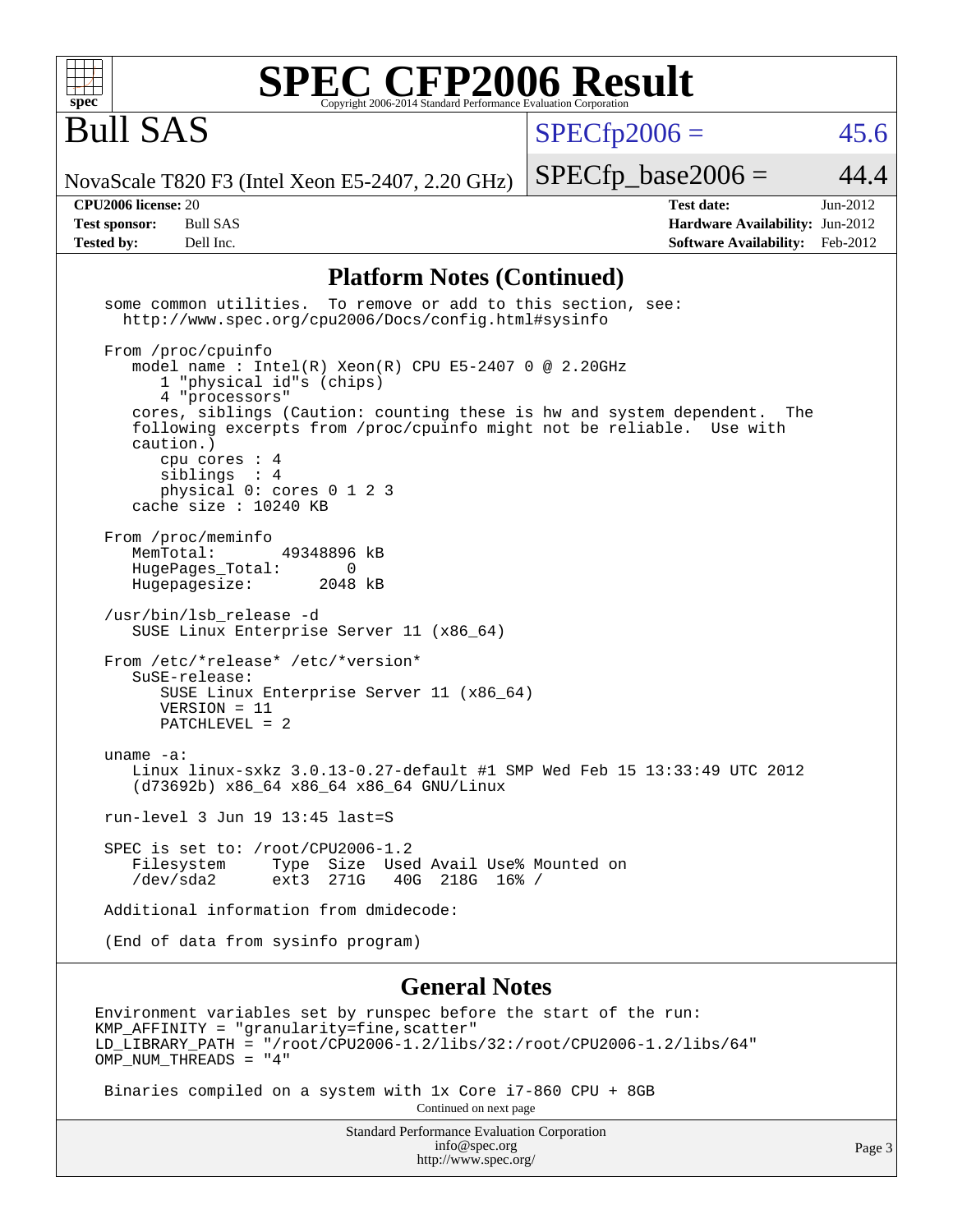# SPEC CFP2006 Result

Copyright 2006-2014 Standard Performance Evaluation Corporation

## Bull SAS

NovaScale T820 F3 (Intel Xeon E5-2407, 2.20 GHz)

SPECfp2006 = 45.6

SPECfp_base2006 = 44.4

| | | | |
|---|---|---|---|
| **CPU2006 license:** 20 | | **Test date:** | Jun-2012 |
| **Test sponsor:** | Bull SAS | **Hardware Availability:** | Jun-2012 |
| **Tested by:** | Dell Inc. | **Software Availability:** | Feb-2012 |

## Platform Notes (Continued)

```
some common utilities.  To remove or add to this section, see:
  http://www.spec.org/cpu2006/Docs/config.html#sysinfo

From /proc/cpuinfo
   model name : Intel(R) Xeon(R) CPU E5-2407 0 @ 2.20GHz
      1 "physical id"s (chips)
      4 "processors"
   cores, siblings (Caution: counting these is hw and system dependent.  The
   following excerpts from /proc/cpuinfo might not be reliable.  Use with
   caution.)
      cpu cores : 4
      siblings  : 4
      physical 0: cores 0 1 2 3
   cache size : 10240 KB

From /proc/meminfo
   MemTotal:       49348896 kB
   HugePages_Total:       0
   Hugepagesize:       2048 kB

/usr/bin/lsb_release -d
   SUSE Linux Enterprise Server 11 (x86_64)

From /etc/*release* /etc/*version*
   SuSE-release:
      SUSE Linux Enterprise Server 11 (x86_64)
      VERSION = 11
      PATCHLEVEL = 2

uname -a:
   Linux linux-sxkz 3.0.13-0.27-default #1 SMP Wed Feb 15 13:33:49 UTC 2012
   (d73692b) x86_64 x86_64 x86_64 GNU/Linux

run-level 3 Jun 19 13:45 last=S

SPEC is set to: /root/CPU2006-1.2
   Filesystem     Type  Size  Used Avail Use% Mounted on
   /dev/sda2      ext3  271G   40G  218G  16% /

Additional information from dmidecode:

(End of data from sysinfo program)
```

## General Notes

```
Environment variables set by runspec before the start of the run:
KMP_AFFINITY = "granularity=fine,scatter"
LD_LIBRARY_PATH = "/root/CPU2006-1.2/libs/32:/root/CPU2006-1.2/libs/64"
OMP_NUM_THREADS = "4"

 Binaries compiled on a system with 1x Core i7-860 CPU + 8GB
```

Continued on next page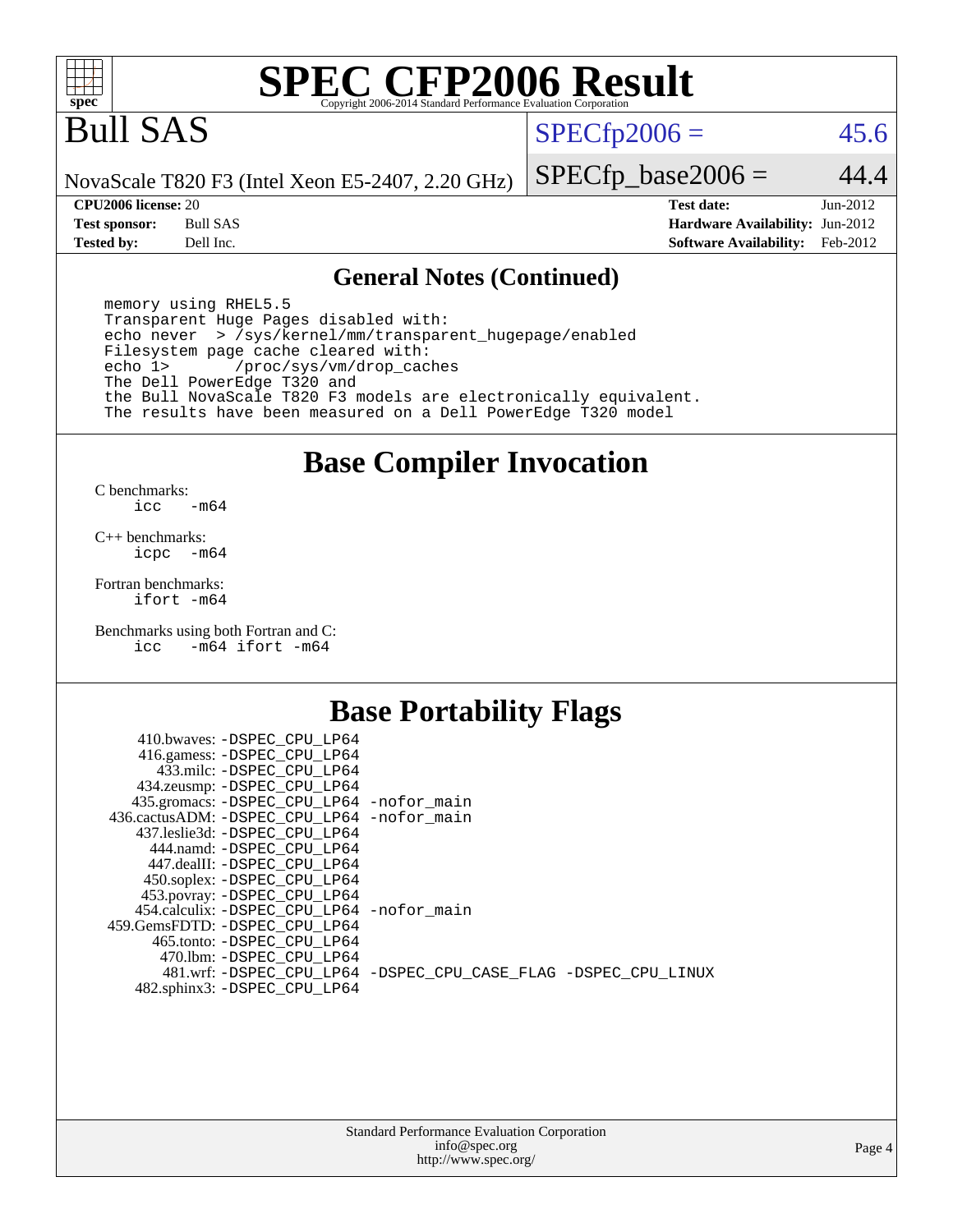# SPEC CFP2006 Result

Copyright 2006-2014 Standard Performance Evaluation Corporation

## Bull SAS

NovaScale T820 F3 (Intel Xeon E5-2407, 2.20 GHz)

SPECfp2006 = 45.6

SPECfp_base2006 = 44.4

| | | | |
|---|---|---|---|
| **CPU2006 license:** | 20 | **Test date:** | Jun-2012 |
| **Test sponsor:** | Bull SAS | **Hardware Availability:** | Jun-2012 |
| **Tested by:** | Dell Inc. | **Software Availability:** | Feb-2012 |

### General Notes (Continued)

```
memory using RHEL5.5
Transparent Huge Pages disabled with:
echo never  > /sys/kernel/mm/transparent_hugepage/enabled
Filesystem page cache cleared with:
echo 1>       /proc/sys/vm/drop_caches
The Dell PowerEdge T320 and
the Bull NovaScale T820 F3 models are electronically equivalent.
The results have been measured on a Dell PowerEdge T320 model
```

## Base Compiler Invocation

C benchmarks:
```
icc   -m64
```

C++ benchmarks:
```
icpc  -m64
```

Fortran benchmarks:
```
ifort -m64
```

Benchmarks using both Fortran and C:
```
icc   -m64 ifort -m64
```

## Base Portability Flags

```
     410.bwaves: -DSPEC_CPU_LP64
     416.gamess: -DSPEC_CPU_LP64
       433.milc: -DSPEC_CPU_LP64
     434.zeusmp: -DSPEC_CPU_LP64
    435.gromacs: -DSPEC_CPU_LP64 -nofor_main
 436.cactusADM: -DSPEC_CPU_LP64 -nofor_main
    437.leslie3d: -DSPEC_CPU_LP64
       444.namd: -DSPEC_CPU_LP64
     447.dealII: -DSPEC_CPU_LP64
     450.soplex: -DSPEC_CPU_LP64
     453.povray: -DSPEC_CPU_LP64
   454.calculix: -DSPEC_CPU_LP64 -nofor_main
 459.GemsFDTD: -DSPEC_CPU_LP64
      465.tonto: -DSPEC_CPU_LP64
        470.lbm: -DSPEC_CPU_LP64
        481.wrf: -DSPEC_CPU_LP64 -DSPEC_CPU_CASE_FLAG -DSPEC_CPU_LINUX
    482.sphinx3: -DSPEC_CPU_LP64
```

Standard Performance Evaluation Corporation
info@spec.org
http://www.spec.org/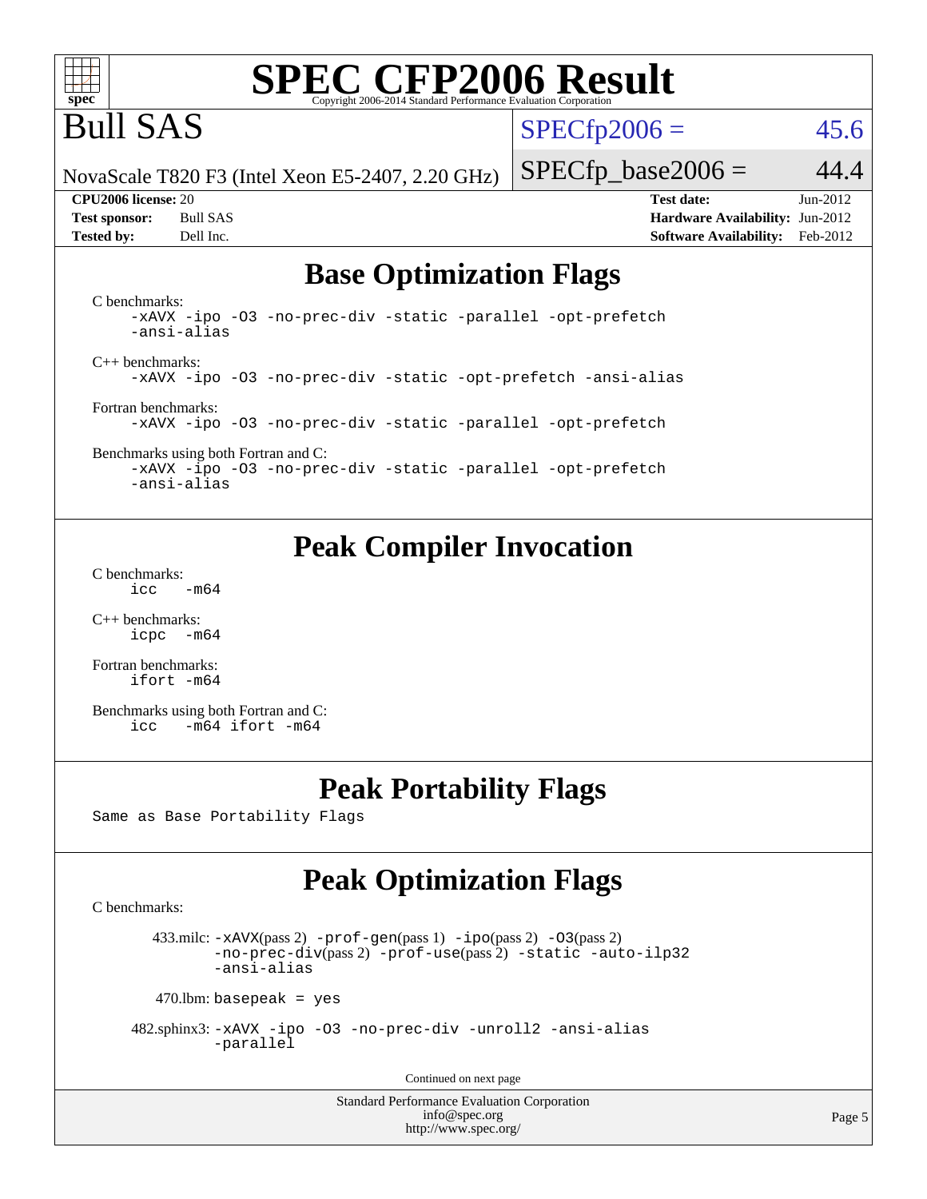# SPEC CFP2006 Result

Copyright 2006-2014 Standard Performance Evaluation Corporation

# Bull SAS

NovaScale T820 F3 (Intel Xeon E5-2407, 2.20 GHz)

SPECfp2006 = 45.6

SPECfp_base2006 = 44.4

**CPU2006 license:** 20
**Test sponsor:** Bull SAS
**Tested by:** Dell Inc.

**Test date:** Jun-2012
**Hardware Availability:** Jun-2012
**Software Availability:** Feb-2012

## Base Optimization Flags

C benchmarks:
```
-xAVX -ipo -O3 -no-prec-div -static -parallel -opt-prefetch
-ansi-alias
```

C++ benchmarks:
```
-xAVX -ipo -O3 -no-prec-div -static -opt-prefetch -ansi-alias
```

Fortran benchmarks:
```
-xAVX -ipo -O3 -no-prec-div -static -parallel -opt-prefetch
```

Benchmarks using both Fortran and C:
```
-xAVX -ipo -O3 -no-prec-div -static -parallel -opt-prefetch
-ansi-alias
```

## Peak Compiler Invocation

C benchmarks:
```
icc  -m64
```

C++ benchmarks:
```
icpc -m64
```

Fortran benchmarks:
```
ifort -m64
```

Benchmarks using both Fortran and C:
```
icc  -m64 ifort -m64
```

## Peak Portability Flags

Same as Base Portability Flags

## Peak Optimization Flags

C benchmarks:

433.milc: -xAVX(pass 2) -prof-gen(pass 1) -ipo(pass 2) -O3(pass 2) -no-prec-div(pass 2) -prof-use(pass 2) -static -auto-ilp32 -ansi-alias

470.lbm: basepeak = yes

482.sphinx3: -xAVX -ipo -O3 -no-prec-div -unroll2 -ansi-alias -parallel

Continued on next page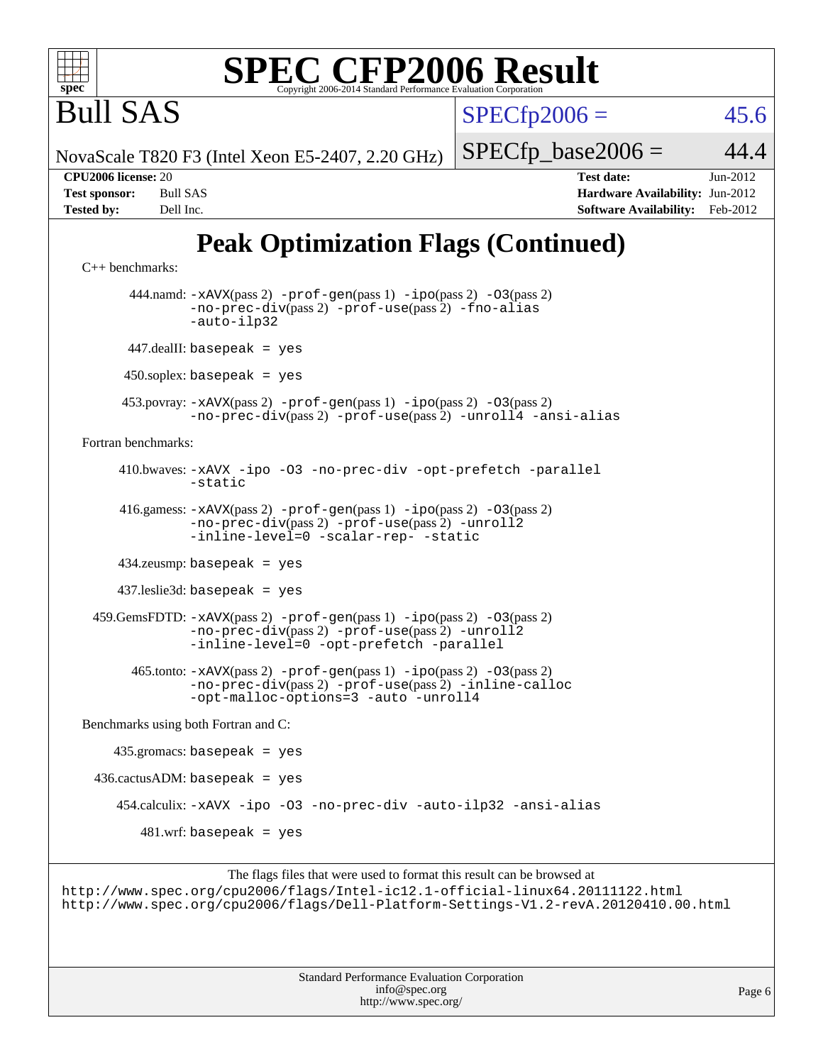# SPEC CFP2006 Result

Copyright 2006-2014 Standard Performance Evaluation Corporation

# Bull SAS

NovaScale T820 F3 (Intel Xeon E5-2407, 2.20 GHz)

SPECfp2006 = 45.6

SPECfp_base2006 = 44.4

**CPU2006 license:** 20
**Test sponsor:** Bull SAS
**Tested by:** Dell Inc.

**Test date:** Jun-2012
**Hardware Availability:** Jun-2012
**Software Availability:** Feb-2012

## Peak Optimization Flags (Continued)

C++ benchmarks:

444.namd: -xAVX(pass 2) -prof-gen(pass 1) -ipo(pass 2) -O3(pass 2) -no-prec-div(pass 2) -prof-use(pass 2) -fno-alias -auto-ilp32

447.dealII: basepeak = yes

450.soplex: basepeak = yes

453.povray: -xAVX(pass 2) -prof-gen(pass 1) -ipo(pass 2) -O3(pass 2) -no-prec-div(pass 2) -prof-use(pass 2) -unroll4 -ansi-alias

Fortran benchmarks:

410.bwaves: -xAVX -ipo -O3 -no-prec-div -opt-prefetch -parallel -static

416.gamess: -xAVX(pass 2) -prof-gen(pass 1) -ipo(pass 2) -O3(pass 2) -no-prec-div(pass 2) -prof-use(pass 2) -unroll2 -inline-level=0 -scalar-rep- -static

434.zeusmp: basepeak = yes

437.leslie3d: basepeak = yes

459.GemsFDTD: -xAVX(pass 2) -prof-gen(pass 1) -ipo(pass 2) -O3(pass 2) -no-prec-div(pass 2) -prof-use(pass 2) -unroll2 -inline-level=0 -opt-prefetch -parallel

465.tonto: -xAVX(pass 2) -prof-gen(pass 1) -ipo(pass 2) -O3(pass 2) -no-prec-div(pass 2) -prof-use(pass 2) -inline-calloc -opt-malloc-options=3 -auto -unroll4

Benchmarks using both Fortran and C:

435.gromacs: basepeak = yes

436.cactusADM: basepeak = yes

454.calculix: -xAVX -ipo -O3 -no-prec-div -auto-ilp32 -ansi-alias

481.wrf: basepeak = yes

The flags files that were used to format this result can be browsed at
http://www.spec.org/cpu2006/flags/Intel-ic12.1-official-linux64.20111122.html
http://www.spec.org/cpu2006/flags/Dell-Platform-Settings-V1.2-revA.20120410.00.html

Standard Performance Evaluation Corporation
info@spec.org
http://www.spec.org/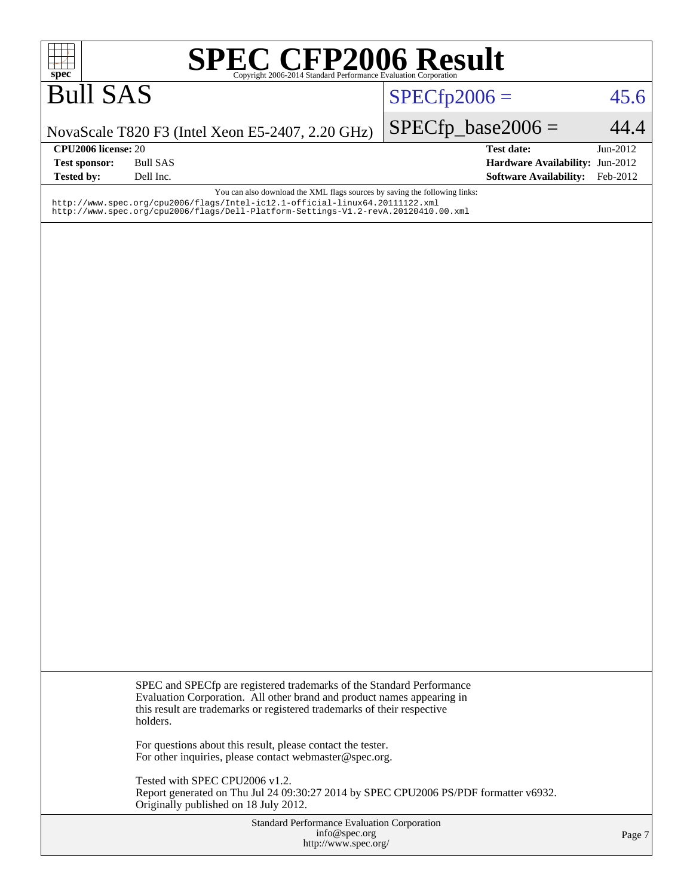# SPEC CFP2006 Result

Copyright 2006-2014 Standard Performance Evaluation Corporation

## Bull SAS

NovaScale T820 F3 (Intel Xeon E5-2407, 2.20 GHz)

SPECfp2006 = 45.6

SPECfp_base2006 = 44.4

| | | | |
|---|---|---|---|
| **CPU2006 license:** | 20 | **Test date:** | Jun-2012 |
| **Test sponsor:** | Bull SAS | **Hardware Availability:** | Jun-2012 |
| **Tested by:** | Dell Inc. | **Software Availability:** | Feb-2012 |

You can also download the XML flags sources by saving the following links:

```
http://www.spec.org/cpu2006/flags/Intel-ic12.1-official-linux64.20111122.xml
http://www.spec.org/cpu2006/flags/Dell-Platform-Settings-V1.2-revA.20120410.00.xml
```

SPEC and SPECfp are registered trademarks of the Standard Performance Evaluation Corporation. All other brand and product names appearing in this result are trademarks or registered trademarks of their respective holders.

For questions about this result, please contact the tester.
For other inquiries, please contact webmaster@spec.org.

Tested with SPEC CPU2006 v1.2.
Report generated on Thu Jul 24 09:30:27 2014 by SPEC CPU2006 PS/PDF formatter v6932.
Originally published on 18 July 2012.

Standard Performance Evaluation Corporation
info@spec.org
http://www.spec.org/